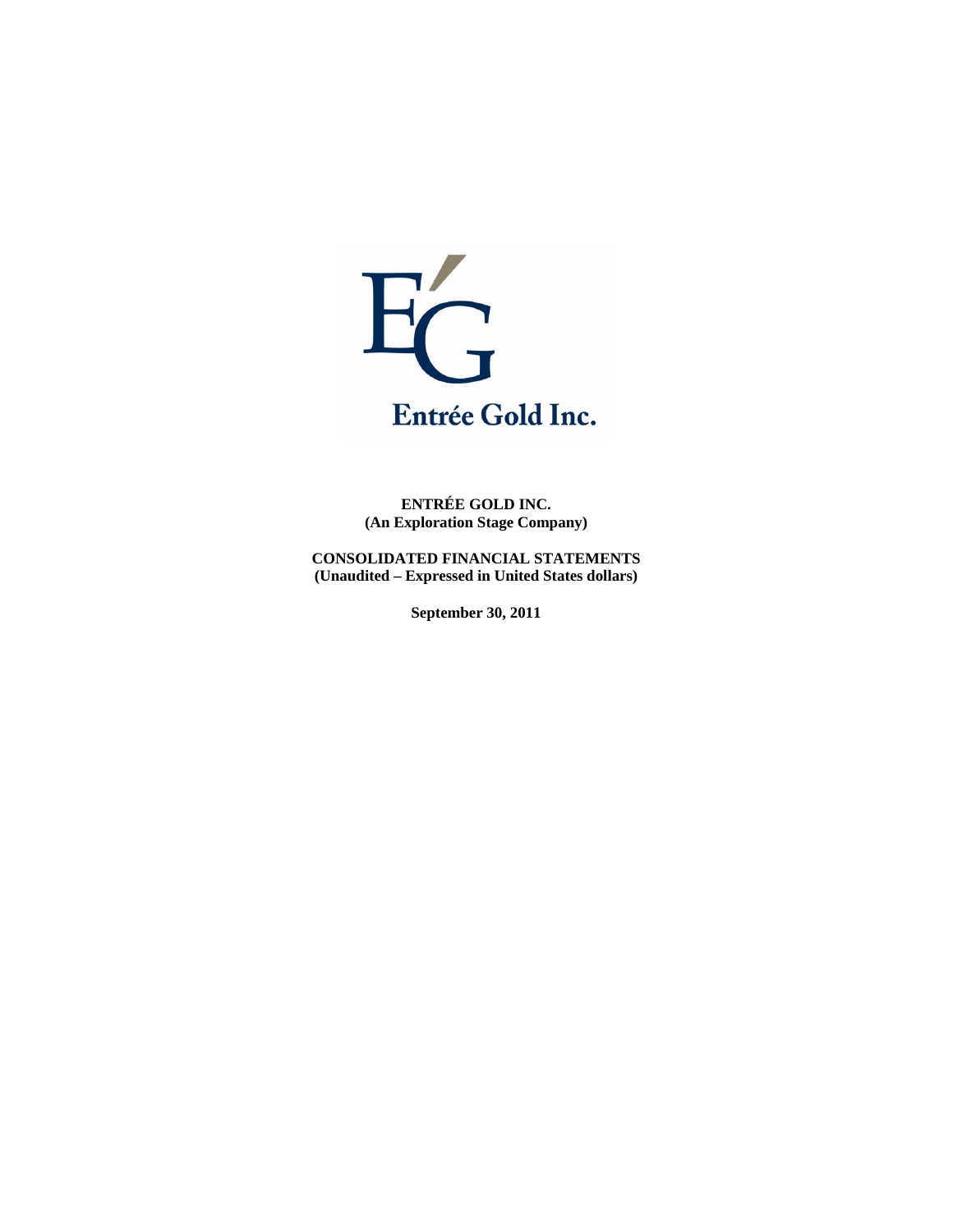Entrée Gold Inc.

**ENTRÉE GOLD INC.**
**(An Exploration Stage Company)**

**CONSOLIDATED FINANCIAL STATEMENTS**
**(Unaudited – Expressed in United States dollars)**

**September 30, 2011**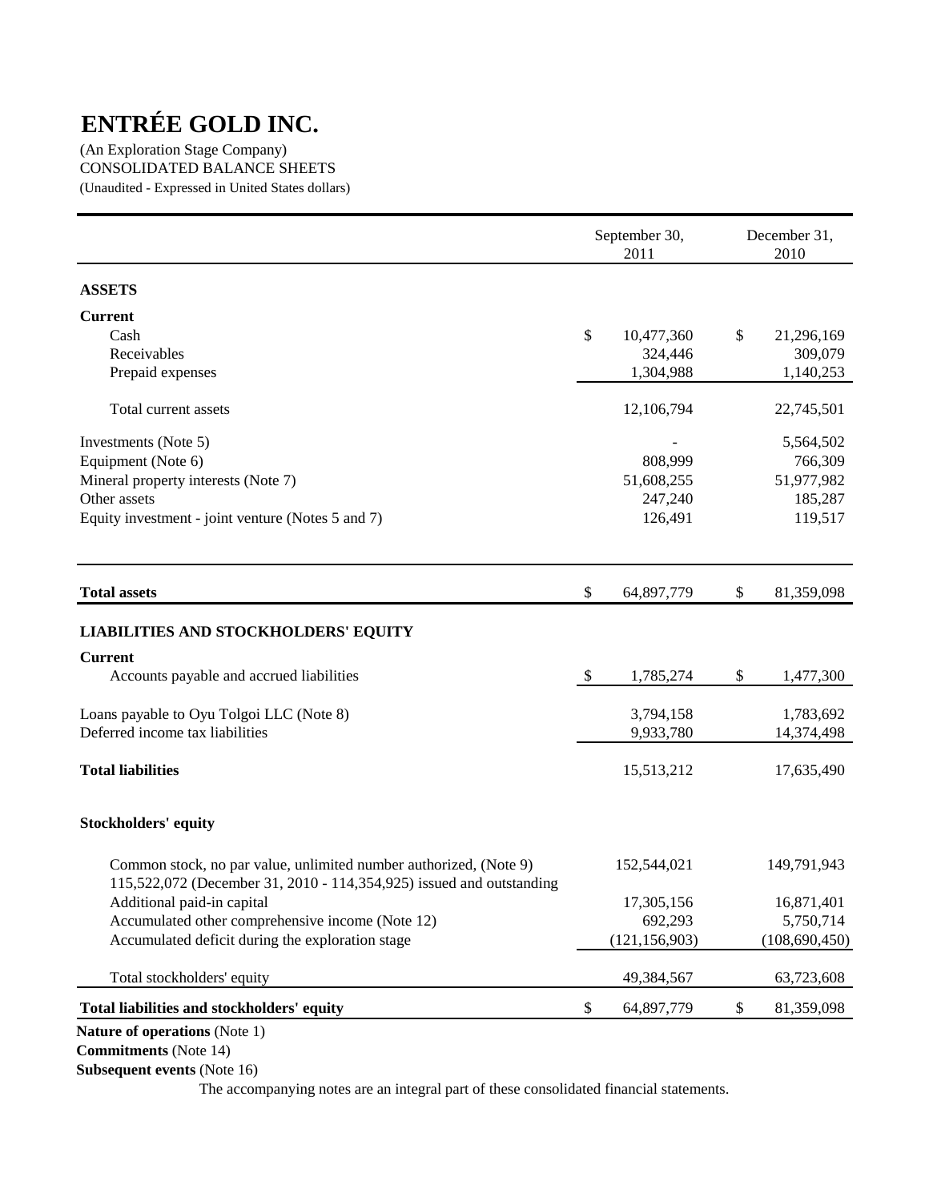# ENTRÉE GOLD INC.

(An Exploration Stage Company)
CONSOLIDATED BALANCE SHEETS
(Unaudited - Expressed in United States dollars)

| | September 30, 2011 | December 31, 2010 |
|---|---|---|
| **ASSETS** | | |
| **Current** | | |
| Cash | $ 10,477,360 | $ 21,296,169 |
| Receivables | 324,446 | 309,079 |
| Prepaid expenses | 1,304,988 | 1,140,253 |
| Total current assets | 12,106,794 | 22,745,501 |
| Investments (Note 5) | - | 5,564,502 |
| Equipment (Note 6) | 808,999 | 766,309 |
| Mineral property interests (Note 7) | 51,608,255 | 51,977,982 |
| Other assets | 247,240 | 185,287 |
| Equity investment - joint venture (Notes 5 and 7) | 126,491 | 119,517 |
| **Total assets** | $ 64,897,779 | $ 81,359,098 |
| **LIABILITIES AND STOCKHOLDERS' EQUITY** | | |
| **Current** | | |
| Accounts payable and accrued liabilities | $ 1,785,274 | $ 1,477,300 |
| Loans payable to Oyu Tolgoi LLC (Note 8) | 3,794,158 | 1,783,692 |
| Deferred income tax liabilities | 9,933,780 | 14,374,498 |
| **Total liabilities** | 15,513,212 | 17,635,490 |
| **Stockholders' equity** | | |
| Common stock, no par value, unlimited number authorized, (Note 9) 115,522,072 (December 31, 2010 - 114,354,925) issued and outstanding | 152,544,021 | 149,791,943 |
| Additional paid-in capital | 17,305,156 | 16,871,401 |
| Accumulated other comprehensive income (Note 12) | 692,293 | 5,750,714 |
| Accumulated deficit during the exploration stage | (121,156,903) | (108,690,450) |
| Total stockholders' equity | 49,384,567 | 63,723,608 |
| **Total liabilities and stockholders' equity** | $ 64,897,779 | $ 81,359,098 |

**Nature of operations** (Note 1)
**Commitments** (Note 14)
**Subsequent events** (Note 16)

The accompanying notes are an integral part of these consolidated financial statements.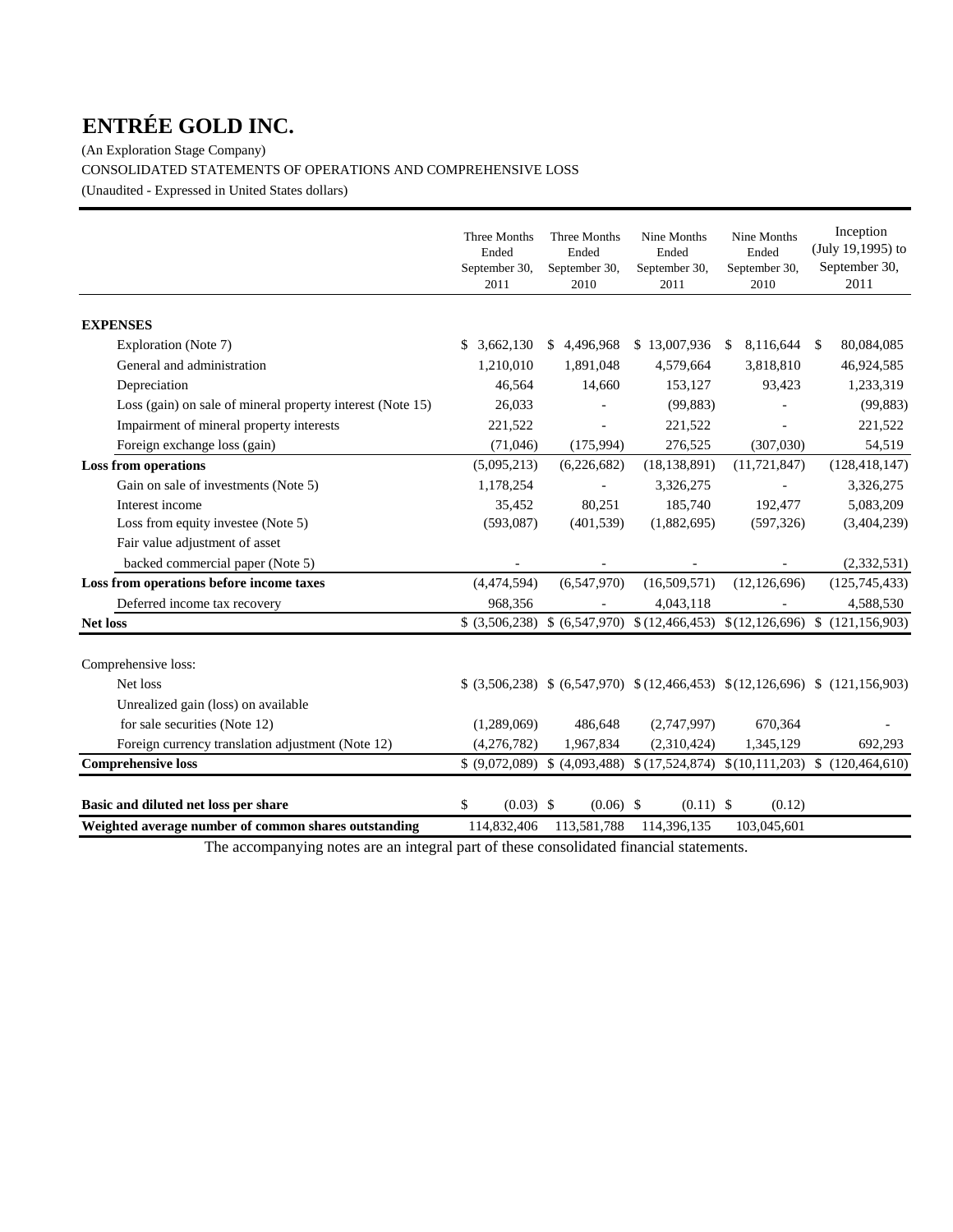# ENTRÉE GOLD INC.

(An Exploration Stage Company)

CONSOLIDATED STATEMENTS OF OPERATIONS AND COMPREHENSIVE LOSS

(Unaudited - Expressed in United States dollars)

| | Three Months Ended September 30, 2011 | Three Months Ended September 30, 2010 | Nine Months Ended September 30, 2011 | Nine Months Ended September 30, 2010 | Inception (July 19,1995) to September 30, 2011 |
|---|---|---|---|---|---|
| **EXPENSES** | | | | | |
| Exploration (Note 7) | $ 3,662,130 | $ 4,496,968 | $ 13,007,936 | $ 8,116,644 | $ 80,084,085 |
| General and administration | 1,210,010 | 1,891,048 | 4,579,664 | 3,818,810 | 46,924,585 |
| Depreciation | 46,564 | 14,660 | 153,127 | 93,423 | 1,233,319 |
| Loss (gain) on sale of mineral property interest (Note 15) | 26,033 | - | (99,883) | - | (99,883) |
| Impairment of mineral property interests | 221,522 | - | 221,522 | - | 221,522 |
| Foreign exchange loss (gain) | (71,046) | (175,994) | 276,525 | (307,030) | 54,519 |
| **Loss from operations** | (5,095,213) | (6,226,682) | (18,138,891) | (11,721,847) | (128,418,147) |
| Gain on sale of investments (Note 5) | 1,178,254 | - | 3,326,275 | - | 3,326,275 |
| Interest income | 35,452 | 80,251 | 185,740 | 192,477 | 5,083,209 |
| Loss from equity investee (Note 5) | (593,087) | (401,539) | (1,882,695) | (597,326) | (3,404,239) |
| Fair value adjustment of asset backed commercial paper (Note 5) | - | - | - | - | (2,332,531) |
| **Loss from operations before income taxes** | (4,474,594) | (6,547,970) | (16,509,571) | (12,126,696) | (125,745,433) |
| Deferred income tax recovery | 968,356 | - | 4,043,118 | - | 4,588,530 |
| **Net loss** | $ (3,506,238) | $ (6,547,970) | $ (12,466,453) | $ (12,126,696) | $ (121,156,903) |
| Comprehensive loss: | | | | | |
| Net loss | $ (3,506,238) | $ (6,547,970) | $ (12,466,453) | $ (12,126,696) | $ (121,156,903) |
| Unrealized gain (loss) on available for sale securities (Note 12) | (1,289,069) | 486,648 | (2,747,997) | 670,364 | - |
| Foreign currency translation adjustment (Note 12) | (4,276,782) | 1,967,834 | (2,310,424) | 1,345,129 | 692,293 |
| **Comprehensive loss** | $ (9,072,089) | $ (4,093,488) | $ (17,524,874) | $ (10,111,203) | $ (120,464,610) |
| **Basic and diluted net loss per share** | $ (0.03) | $ (0.06) | $ (0.11) | $ (0.12) | |
| **Weighted average number of common shares outstanding** | 114,832,406 | 113,581,788 | 114,396,135 | 103,045,601 | |

The accompanying notes are an integral part of these consolidated financial statements.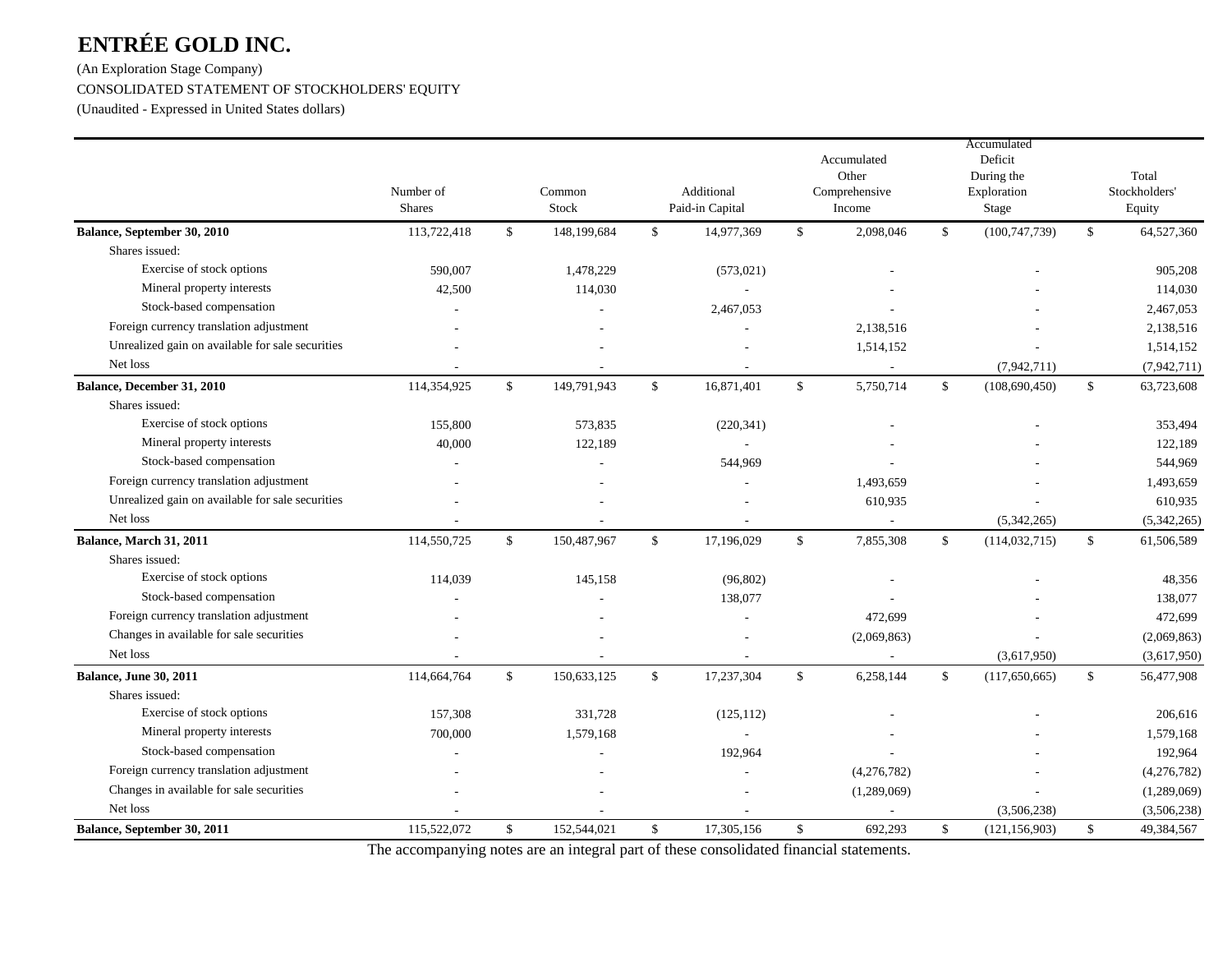# ENTRÉE GOLD INC.

(An Exploration Stage Company)

CONSOLIDATED STATEMENT OF STOCKHOLDERS' EQUITY

(Unaudited - Expressed in United States dollars)

| | Number of Shares | Common Stock | Additional Paid-in Capital | Accumulated Other Comprehensive Income | Accumulated Deficit During the Exploration Stage | Total Stockholders' Equity |
|---|---|---|---|---|---|---|
| **Balance, September 30, 2010** | 113,722,418 | $ 148,199,684 | $ 14,977,369 | $ 2,098,046 | $ (100,747,739) | $ 64,527,360 |
| Shares issued: | | | | | | |
| Exercise of stock options | 590,007 | 1,478,229 | (573,021) | - | - | 905,208 |
| Mineral property interests | 42,500 | 114,030 | - | - | - | 114,030 |
| Stock-based compensation | - | - | 2,467,053 | - | - | 2,467,053 |
| Foreign currency translation adjustment | - | - | - | 2,138,516 | - | 2,138,516 |
| Unrealized gain on available for sale securities | - | - | - | 1,514,152 | - | 1,514,152 |
| Net loss | - | - | - | - | (7,942,711) | (7,942,711) |
| **Balance, December 31, 2010** | 114,354,925 | $ 149,791,943 | $ 16,871,401 | $ 5,750,714 | $ (108,690,450) | $ 63,723,608 |
| Shares issued: | | | | | | |
| Exercise of stock options | 155,800 | 573,835 | (220,341) | - | - | 353,494 |
| Mineral property interests | 40,000 | 122,189 | - | - | - | 122,189 |
| Stock-based compensation | - | - | 544,969 | - | - | 544,969 |
| Foreign currency translation adjustment | - | - | - | 1,493,659 | - | 1,493,659 |
| Unrealized gain on available for sale securities | - | - | - | 610,935 | - | 610,935 |
| Net loss | - | - | - | - | (5,342,265) | (5,342,265) |
| **Balance, March 31, 2011** | 114,550,725 | $ 150,487,967 | $ 17,196,029 | $ 7,855,308 | $ (114,032,715) | $ 61,506,589 |
| Shares issued: | | | | | | |
| Exercise of stock options | 114,039 | 145,158 | (96,802) | - | - | 48,356 |
| Stock-based compensation | - | - | 138,077 | - | - | 138,077 |
| Foreign currency translation adjustment | - | - | - | 472,699 | - | 472,699 |
| Changes in available for sale securities | - | - | - | (2,069,863) | - | (2,069,863) |
| Net loss | - | - | - | - | (3,617,950) | (3,617,950) |
| **Balance, June 30, 2011** | 114,664,764 | $ 150,633,125 | $ 17,237,304 | $ 6,258,144 | $ (117,650,665) | $ 56,477,908 |
| Shares issued: | | | | | | |
| Exercise of stock options | 157,308 | 331,728 | (125,112) | - | - | 206,616 |
| Mineral property interests | 700,000 | 1,579,168 | - | - | - | 1,579,168 |
| Stock-based compensation | - | - | 192,964 | - | - | 192,964 |
| Foreign currency translation adjustment | - | - | - | (4,276,782) | - | (4,276,782) |
| Changes in available for sale securities | - | - | - | (1,289,069) | - | (1,289,069) |
| Net loss | - | - | - | - | (3,506,238) | (3,506,238) |
| **Balance, September 30, 2011** | 115,522,072 | $ 152,544,021 | $ 17,305,156 | $ 692,293 | $ (121,156,903) | $ 49,384,567 |

The accompanying notes are an integral part of these consolidated financial statements.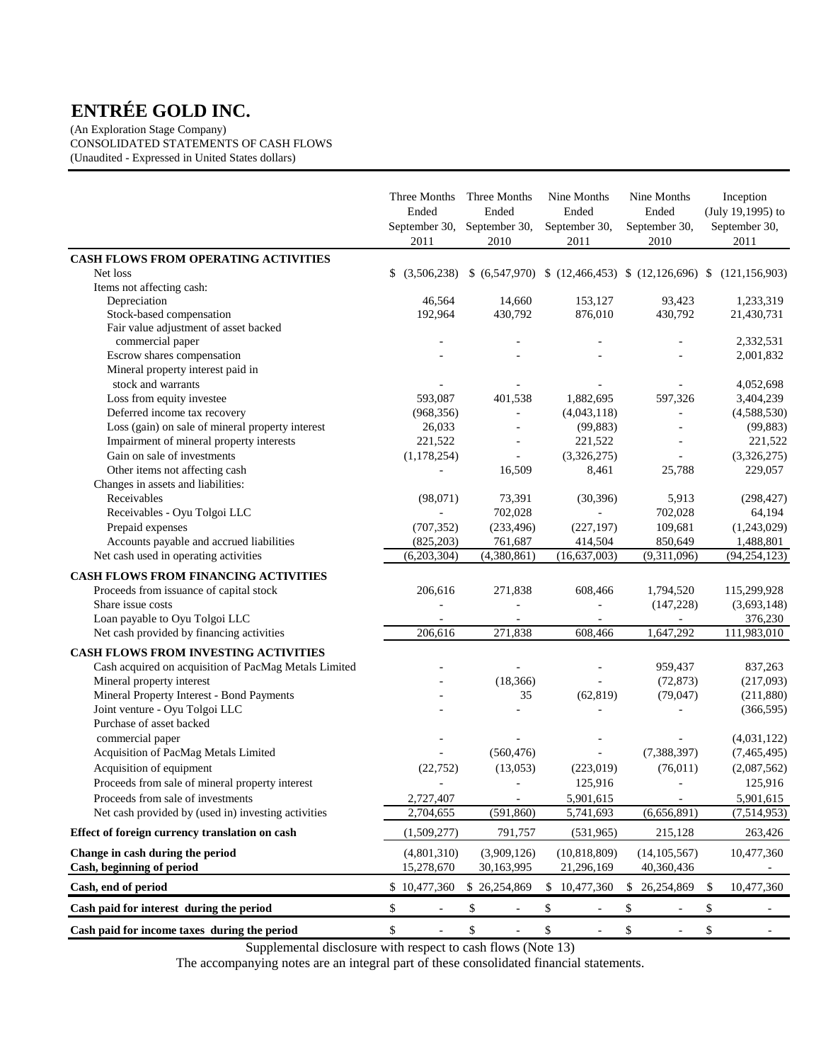# ENTRÉE GOLD INC.

(An Exploration Stage Company)
CONSOLIDATED STATEMENTS OF CASH FLOWS
(Unaudited - Expressed in United States dollars)

| | Three Months Ended September 30, 2011 | Three Months Ended September 30, 2010 | Nine Months Ended September 30, 2011 | Nine Months Ended September 30, 2010 | Inception (July 19,1995) to September 30, 2011 |
|---|---|---|---|---|---|
| **CASH FLOWS FROM OPERATING ACTIVITIES** | | | | | |
| Net loss | $ (3,506,238) | $ (6,547,970) | $ (12,466,453) | $ (12,126,696) | $ (121,156,903) |
| Items not affecting cash: | | | | | |
| Depreciation | 46,564 | 14,660 | 153,127 | 93,423 | 1,233,319 |
| Stock-based compensation | 192,964 | 430,792 | 876,010 | 430,792 | 21,430,731 |
| Fair value adjustment of asset backed commercial paper | - | - | - | - | 2,332,531 |
| Escrow shares compensation | - | - | - | - | 2,001,832 |
| Mineral property interest paid in stock and warrants | - | - | - | - | 4,052,698 |
| Loss from equity investee | 593,087 | 401,538 | 1,882,695 | 597,326 | 3,404,239 |
| Deferred income tax recovery | (968,356) | - | (4,043,118) | - | (4,588,530) |
| Loss (gain) on sale of mineral property interest | 26,033 | - | (99,883) | - | (99,883) |
| Impairment of mineral property interests | 221,522 | - | 221,522 | - | 221,522 |
| Gain on sale of investments | (1,178,254) | - | (3,326,275) | - | (3,326,275) |
| Other items not affecting cash | - | 16,509 | 8,461 | 25,788 | 229,057 |
| Changes in assets and liabilities: | | | | | |
| Receivables | (98,071) | 73,391 | (30,396) | 5,913 | (298,427) |
| Receivables - Oyu Tolgoi LLC | - | 702,028 | - | 702,028 | 64,194 |
| Prepaid expenses | (707,352) | (233,496) | (227,197) | 109,681 | (1,243,029) |
| Accounts payable and accrued liabilities | (825,203) | 761,687 | 414,504 | 850,649 | 1,488,801 |
| Net cash used in operating activities | (6,203,304) | (4,380,861) | (16,637,003) | (9,311,096) | (94,254,123) |
| **CASH FLOWS FROM FINANCING ACTIVITIES** | | | | | |
| Proceeds from issuance of capital stock | 206,616 | 271,838 | 608,466 | 1,794,520 | 115,299,928 |
| Share issue costs | - | - | - | (147,228) | (3,693,148) |
| Loan payable to Oyu Tolgoi LLC | - | - | - | - | 376,230 |
| Net cash provided by financing activities | 206,616 | 271,838 | 608,466 | 1,647,292 | 111,983,010 |
| **CASH FLOWS FROM INVESTING ACTIVITIES** | | | | | |
| Cash acquired on acquisition of PacMag Metals Limited | - | - | - | 959,437 | 837,263 |
| Mineral property interest | - | (18,366) | - | (72,873) | (217,093) |
| Mineral Property Interest - Bond Payments | - | 35 | (62,819) | (79,047) | (211,880) |
| Joint venture - Oyu Tolgoi LLC | - | - | - | - | (366,595) |
| Purchase of asset backed commercial paper | - | - | - | - | (4,031,122) |
| Acquisition of PacMag Metals Limited | - | (560,476) | - | (7,388,397) | (7,465,495) |
| Acquisition of equipment | (22,752) | (13,053) | (223,019) | (76,011) | (2,087,562) |
| Proceeds from sale of mineral property interest | - | - | 125,916 | - | 125,916 |
| Proceeds from sale of investments | 2,727,407 | - | 5,901,615 | - | 5,901,615 |
| Net cash provided by (used in) investing activities | 2,704,655 | (591,860) | 5,741,693 | (6,656,891) | (7,514,953) |
| **Effect of foreign currency translation on cash** | (1,509,277) | 791,757 | (531,965) | 215,128 | 263,426 |
| **Change in cash during the period** | (4,801,310) | (3,909,126) | (10,818,809) | (14,105,567) | 10,477,360 |
| **Cash, beginning of period** | 15,278,670 | 30,163,995 | 21,296,169 | 40,360,436 | - |
| **Cash, end of period** | $ 10,477,360 | $ 26,254,869 | $ 10,477,360 | $ 26,254,869 | $ 10,477,360 |
| **Cash paid for interest during the period** | $ - | $ - | $ - | $ - | $ - |
| **Cash paid for income taxes during the period** | $ - | $ - | $ - | $ - | $ - |

Supplemental disclosure with respect to cash flows (Note 13)

The accompanying notes are an integral part of these consolidated financial statements.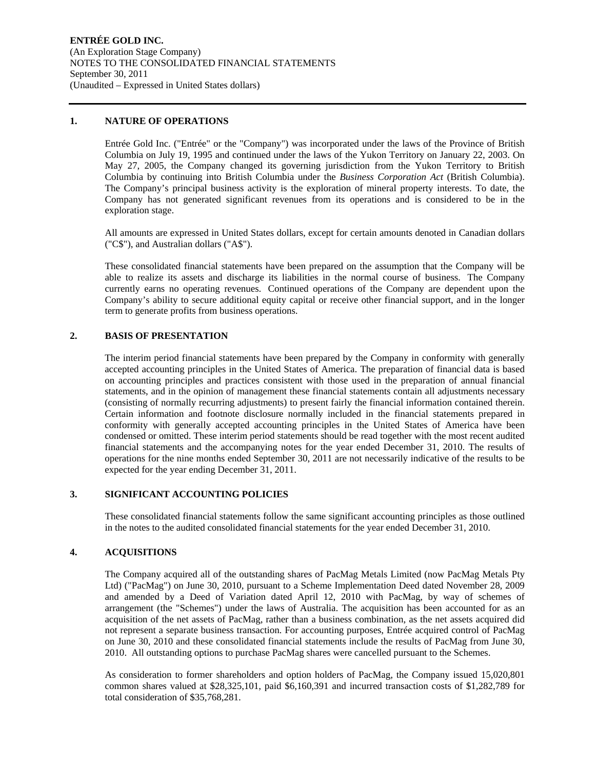**ENTRÉE GOLD INC.**
(An Exploration Stage Company)
NOTES TO THE CONSOLIDATED FINANCIAL STATEMENTS
September 30, 2011
(Unaudited – Expressed in United States dollars)

## 1. NATURE OF OPERATIONS

Entrée Gold Inc. ("Entrée" or the "Company") was incorporated under the laws of the Province of British Columbia on July 19, 1995 and continued under the laws of the Yukon Territory on January 22, 2003. On May 27, 2005, the Company changed its governing jurisdiction from the Yukon Territory to British Columbia by continuing into British Columbia under the *Business Corporation Act* (British Columbia). The Company's principal business activity is the exploration of mineral property interests. To date, the Company has not generated significant revenues from its operations and is considered to be in the exploration stage.

All amounts are expressed in United States dollars, except for certain amounts denoted in Canadian dollars ("C$"), and Australian dollars ("A$").

These consolidated financial statements have been prepared on the assumption that the Company will be able to realize its assets and discharge its liabilities in the normal course of business. The Company currently earns no operating revenues. Continued operations of the Company are dependent upon the Company's ability to secure additional equity capital or receive other financial support, and in the longer term to generate profits from business operations.

## 2. BASIS OF PRESENTATION

The interim period financial statements have been prepared by the Company in conformity with generally accepted accounting principles in the United States of America. The preparation of financial data is based on accounting principles and practices consistent with those used in the preparation of annual financial statements, and in the opinion of management these financial statements contain all adjustments necessary (consisting of normally recurring adjustments) to present fairly the financial information contained therein. Certain information and footnote disclosure normally included in the financial statements prepared in conformity with generally accepted accounting principles in the United States of America have been condensed or omitted. These interim period statements should be read together with the most recent audited financial statements and the accompanying notes for the year ended December 31, 2010. The results of operations for the nine months ended September 30, 2011 are not necessarily indicative of the results to be expected for the year ending December 31, 2011.

## 3. SIGNIFICANT ACCOUNTING POLICIES

These consolidated financial statements follow the same significant accounting principles as those outlined in the notes to the audited consolidated financial statements for the year ended December 31, 2010.

## 4. ACQUISITIONS

The Company acquired all of the outstanding shares of PacMag Metals Limited (now PacMag Metals Pty Ltd) ("PacMag") on June 30, 2010, pursuant to a Scheme Implementation Deed dated November 28, 2009 and amended by a Deed of Variation dated April 12, 2010 with PacMag, by way of schemes of arrangement (the "Schemes") under the laws of Australia. The acquisition has been accounted for as an acquisition of the net assets of PacMag, rather than a business combination, as the net assets acquired did not represent a separate business transaction. For accounting purposes, Entrée acquired control of PacMag on June 30, 2010 and these consolidated financial statements include the results of PacMag from June 30, 2010. All outstanding options to purchase PacMag shares were cancelled pursuant to the Schemes.

As consideration to former shareholders and option holders of PacMag, the Company issued 15,020,801 common shares valued at $28,325,101, paid $6,160,391 and incurred transaction costs of $1,282,789 for total consideration of $35,768,281.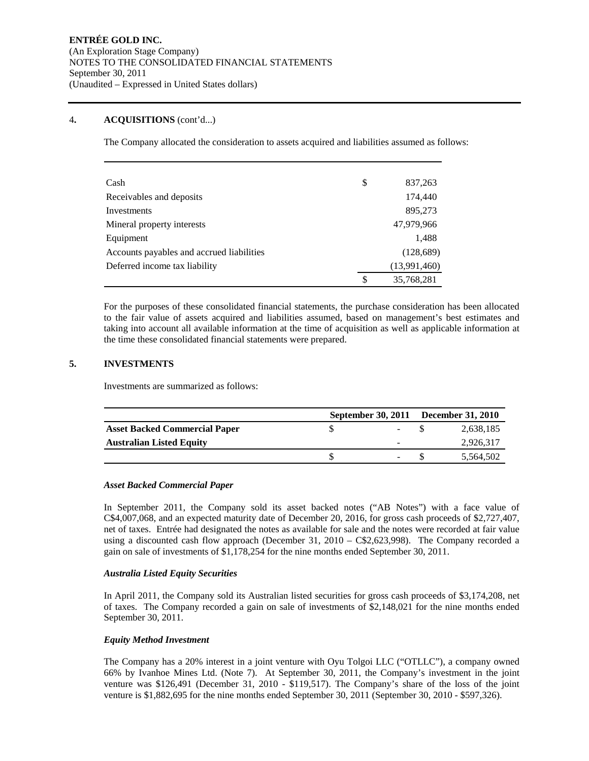## 4. ACQUISITIONS (cont'd...)

The Company allocated the consideration to assets acquired and liabilities assumed as follows:

| | | |
|---|---|---|
| Cash | $ | 837,263 |
| Receivables and deposits | | 174,440 |
| Investments | | 895,273 |
| Mineral property interests | | 47,979,966 |
| Equipment | | 1,488 |
| Accounts payables and accrued liabilities | | (128,689) |
| Deferred income tax liability | | (13,991,460) |
| | $ | 35,768,281 |

For the purposes of these consolidated financial statements, the purchase consideration has been allocated to the fair value of assets acquired and liabilities assumed, based on management's best estimates and taking into account all available information at the time of acquisition as well as applicable information at the time these consolidated financial statements were prepared.

## 5. INVESTMENTS

Investments are summarized as follows:

| | September 30, 2011 | | December 31, 2010 | |
|---|---|---|---|---|
| **Asset Backed Commercial Paper** | $ | - | $ | 2,638,185 |
| **Australian Listed Equity** | | - | | 2,926,317 |
| | $ | - | $ | 5,564,502 |

### *Asset Backed Commercial Paper*

In September 2011, the Company sold its asset backed notes ("AB Notes") with a face value of C$4,007,068, and an expected maturity date of December 20, 2016, for gross cash proceeds of $2,727,407, net of taxes. Entrée had designated the notes as available for sale and the notes were recorded at fair value using a discounted cash flow approach (December 31, 2010 – C$2,623,998). The Company recorded a gain on sale of investments of $1,178,254 for the nine months ended September 30, 2011.

### *Australia Listed Equity Securities*

In April 2011, the Company sold its Australian listed securities for gross cash proceeds of $3,174,208, net of taxes. The Company recorded a gain on sale of investments of $2,148,021 for the nine months ended September 30, 2011.

### *Equity Method Investment*

The Company has a 20% interest in a joint venture with Oyu Tolgoi LLC ("OTLLC"), a company owned 66% by Ivanhoe Mines Ltd. (Note 7). At September 30, 2011, the Company's investment in the joint venture was $126,491 (December 31, 2010 - $119,517). The Company's share of the loss of the joint venture is $1,882,695 for the nine months ended September 30, 2011 (September 30, 2010 - $597,326).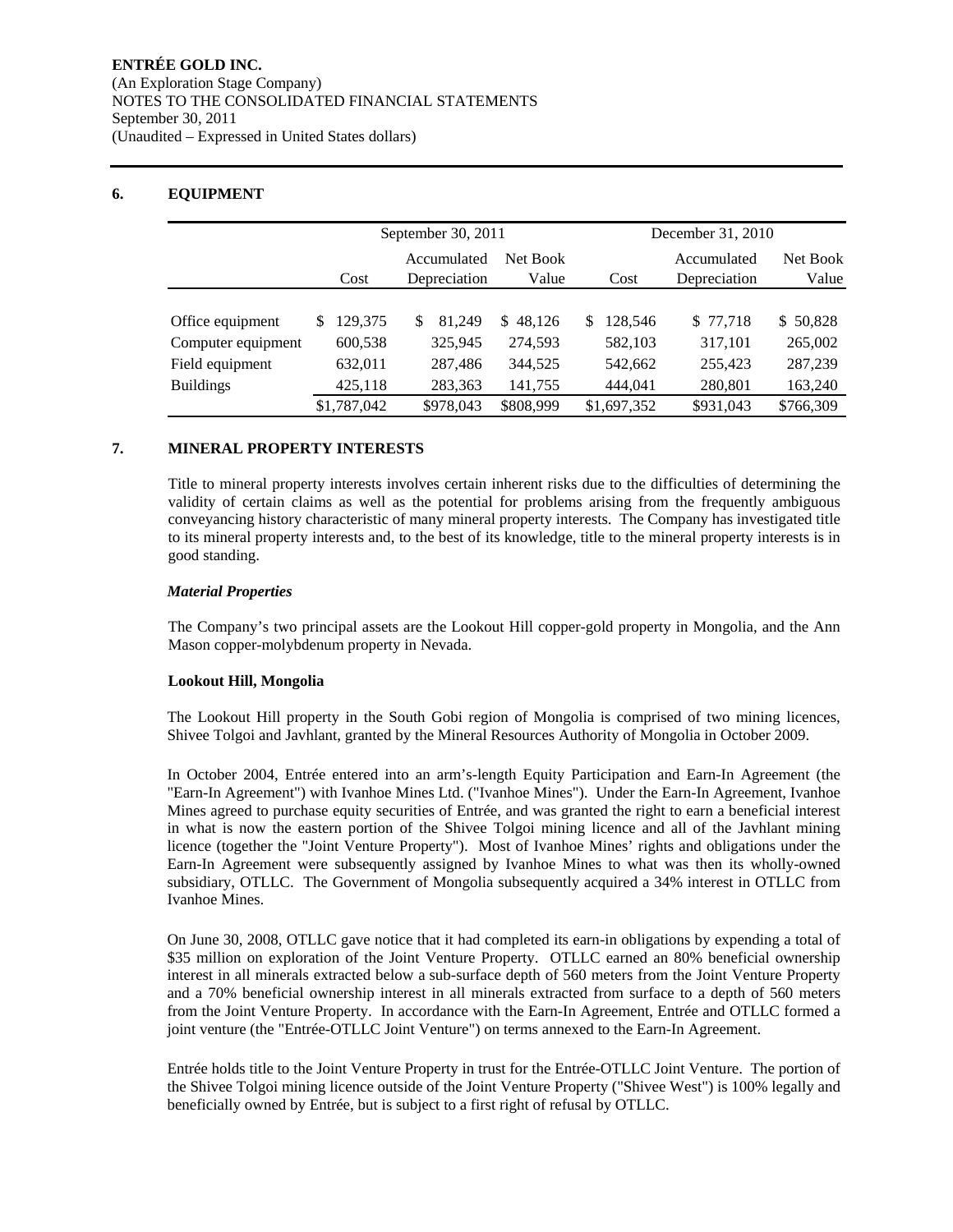ENTRÉE GOLD INC.
(An Exploration Stage Company)
NOTES TO THE CONSOLIDATED FINANCIAL STATEMENTS
September 30, 2011
(Unaudited – Expressed in United States dollars)

## 6. EQUIPMENT

| | September 30, 2011 | | | December 31, 2010 | | |
|---|---|---|---|---|---|---|
| | Cost | Accumulated Depreciation | Net Book Value | Cost | Accumulated Depreciation | Net Book Value |
| Office equipment | $ 129,375 | $ 81,249 | $ 48,126 | $ 128,546 | $ 77,718 | $ 50,828 |
| Computer equipment | 600,538 | 325,945 | 274,593 | 582,103 | 317,101 | 265,002 |
| Field equipment | 632,011 | 287,486 | 344,525 | 542,662 | 255,423 | 287,239 |
| Buildings | 425,118 | 283,363 | 141,755 | 444,041 | 280,801 | 163,240 |
| | $1,787,042 | $978,043 | $808,999 | $1,697,352 | $931,043 | $766,309 |

## 7. MINERAL PROPERTY INTERESTS

Title to mineral property interests involves certain inherent risks due to the difficulties of determining the validity of certain claims as well as the potential for problems arising from the frequently ambiguous conveyancing history characteristic of many mineral property interests. The Company has investigated title to its mineral property interests and, to the best of its knowledge, title to the mineral property interests is in good standing.

***Material Properties***

The Company's two principal assets are the Lookout Hill copper-gold property in Mongolia, and the Ann Mason copper-molybdenum property in Nevada.

**Lookout Hill, Mongolia**

The Lookout Hill property in the South Gobi region of Mongolia is comprised of two mining licences, Shivee Tolgoi and Javhlant, granted by the Mineral Resources Authority of Mongolia in October 2009.

In October 2004, Entrée entered into an arm's-length Equity Participation and Earn-In Agreement (the "Earn-In Agreement") with Ivanhoe Mines Ltd. ("Ivanhoe Mines"). Under the Earn-In Agreement, Ivanhoe Mines agreed to purchase equity securities of Entrée, and was granted the right to earn a beneficial interest in what is now the eastern portion of the Shivee Tolgoi mining licence and all of the Javhlant mining licence (together the "Joint Venture Property"). Most of Ivanhoe Mines' rights and obligations under the Earn-In Agreement were subsequently assigned by Ivanhoe Mines to what was then its wholly-owned subsidiary, OTLLC. The Government of Mongolia subsequently acquired a 34% interest in OTLLC from Ivanhoe Mines.

On June 30, 2008, OTLLC gave notice that it had completed its earn-in obligations by expending a total of $35 million on exploration of the Joint Venture Property. OTLLC earned an 80% beneficial ownership interest in all minerals extracted below a sub-surface depth of 560 meters from the Joint Venture Property and a 70% beneficial ownership interest in all minerals extracted from surface to a depth of 560 meters from the Joint Venture Property. In accordance with the Earn-In Agreement, Entrée and OTLLC formed a joint venture (the "Entrée-OTLLC Joint Venture") on terms annexed to the Earn-In Agreement.

Entrée holds title to the Joint Venture Property in trust for the Entrée-OTLLC Joint Venture. The portion of the Shivee Tolgoi mining licence outside of the Joint Venture Property ("Shivee West") is 100% legally and beneficially owned by Entrée, but is subject to a first right of refusal by OTLLC.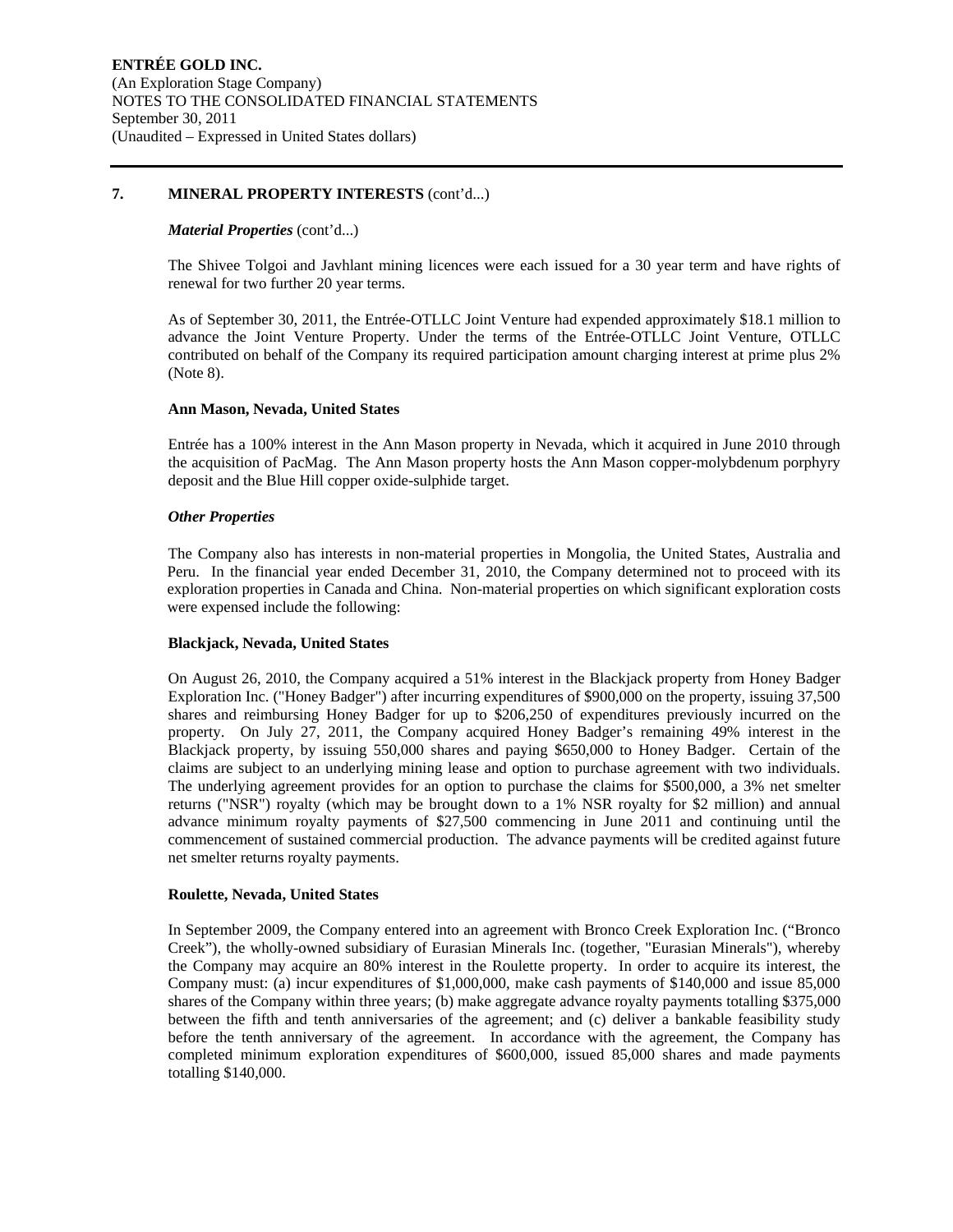## 7. MINERAL PROPERTY INTERESTS (cont'd...)

### *Material Properties* (cont'd...)

The Shivee Tolgoi and Javhlant mining licences were each issued for a 30 year term and have rights of renewal for two further 20 year terms.

As of September 30, 2011, the Entrée-OTLLC Joint Venture had expended approximately $18.1 million to advance the Joint Venture Property. Under the terms of the Entrée-OTLLC Joint Venture, OTLLC contributed on behalf of the Company its required participation amount charging interest at prime plus 2% (Note 8).

**Ann Mason, Nevada, United States**

Entrée has a 100% interest in the Ann Mason property in Nevada, which it acquired in June 2010 through the acquisition of PacMag. The Ann Mason property hosts the Ann Mason copper-molybdenum porphyry deposit and the Blue Hill copper oxide-sulphide target.

### *Other Properties*

The Company also has interests in non-material properties in Mongolia, the United States, Australia and Peru. In the financial year ended December 31, 2010, the Company determined not to proceed with its exploration properties in Canada and China. Non-material properties on which significant exploration costs were expensed include the following:

**Blackjack, Nevada, United States**

On August 26, 2010, the Company acquired a 51% interest in the Blackjack property from Honey Badger Exploration Inc. ("Honey Badger") after incurring expenditures of $900,000 on the property, issuing 37,500 shares and reimbursing Honey Badger for up to $206,250 of expenditures previously incurred on the property. On July 27, 2011, the Company acquired Honey Badger's remaining 49% interest in the Blackjack property, by issuing 550,000 shares and paying $650,000 to Honey Badger. Certain of the claims are subject to an underlying mining lease and option to purchase agreement with two individuals. The underlying agreement provides for an option to purchase the claims for $500,000, a 3% net smelter returns ("NSR") royalty (which may be brought down to a 1% NSR royalty for $2 million) and annual advance minimum royalty payments of $27,500 commencing in June 2011 and continuing until the commencement of sustained commercial production. The advance payments will be credited against future net smelter returns royalty payments.

**Roulette, Nevada, United States**

In September 2009, the Company entered into an agreement with Bronco Creek Exploration Inc. ("Bronco Creek"), the wholly-owned subsidiary of Eurasian Minerals Inc. (together, "Eurasian Minerals"), whereby the Company may acquire an 80% interest in the Roulette property. In order to acquire its interest, the Company must: (a) incur expenditures of $1,000,000, make cash payments of $140,000 and issue 85,000 shares of the Company within three years; (b) make aggregate advance royalty payments totalling $375,000 between the fifth and tenth anniversaries of the agreement; and (c) deliver a bankable feasibility study before the tenth anniversary of the agreement. In accordance with the agreement, the Company has completed minimum exploration expenditures of $600,000, issued 85,000 shares and made payments totalling $140,000.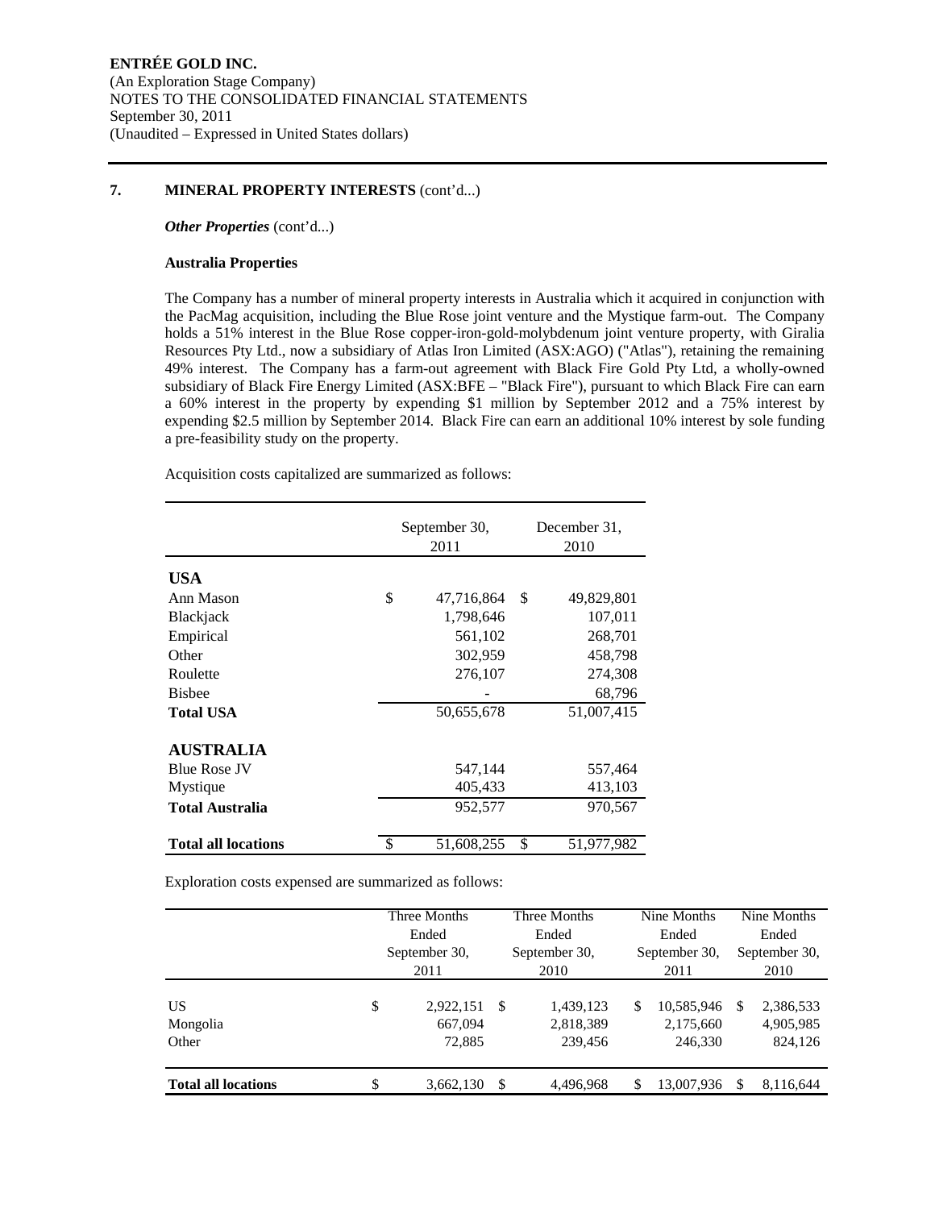**ENTRÉE GOLD INC.**
(An Exploration Stage Company)
NOTES TO THE CONSOLIDATED FINANCIAL STATEMENTS
September 30, 2011
(Unaudited – Expressed in United States dollars)

## 7. MINERAL PROPERTY INTERESTS (cont'd...)

***Other Properties*** (cont'd...)

**Australia Properties**

The Company has a number of mineral property interests in Australia which it acquired in conjunction with the PacMag acquisition, including the Blue Rose joint venture and the Mystique farm-out. The Company holds a 51% interest in the Blue Rose copper-iron-gold-molybdenum joint venture property, with Giralia Resources Pty Ltd., now a subsidiary of Atlas Iron Limited (ASX:AGO) ("Atlas"), retaining the remaining 49% interest. The Company has a farm-out agreement with Black Fire Gold Pty Ltd, a wholly-owned subsidiary of Black Fire Energy Limited (ASX:BFE – "Black Fire"), pursuant to which Black Fire can earn a 60% interest in the property by expending $1 million by September 2012 and a 75% interest by expending $2.5 million by September 2014. Black Fire can earn an additional 10% interest by sole funding a pre-feasibility study on the property.

Acquisition costs capitalized are summarized as follows:

| | September 30, 2011 | December 31, 2010 |
|---|---|---|
| **USA** | | |
| Ann Mason | $ 47,716,864 | $ 49,829,801 |
| Blackjack | 1,798,646 | 107,011 |
| Empirical | 561,102 | 268,701 |
| Other | 302,959 | 458,798 |
| Roulette | 276,107 | 274,308 |
| Bisbee | - | 68,796 |
| **Total USA** | 50,655,678 | 51,007,415 |
| **AUSTRALIA** | | |
| Blue Rose JV | 547,144 | 557,464 |
| Mystique | 405,433 | 413,103 |
| **Total Australia** | 952,577 | 970,567 |
| **Total all locations** | $ 51,608,255 | $ 51,977,982 |

Exploration costs expensed are summarized as follows:

| | Three Months Ended September 30, 2011 | Three Months Ended September 30, 2010 | Nine Months Ended September 30, 2011 | Nine Months Ended September 30, 2010 |
|---|---|---|---|---|
| US | $ 2,922,151 | $ 1,439,123 | $ 10,585,946 | $ 2,386,533 |
| Mongolia | 667,094 | 2,818,389 | 2,175,660 | 4,905,985 |
| Other | 72,885 | 239,456 | 246,330 | 824,126 |
| **Total all locations** | $ 3,662,130 | $ 4,496,968 | $ 13,007,936 | $ 8,116,644 |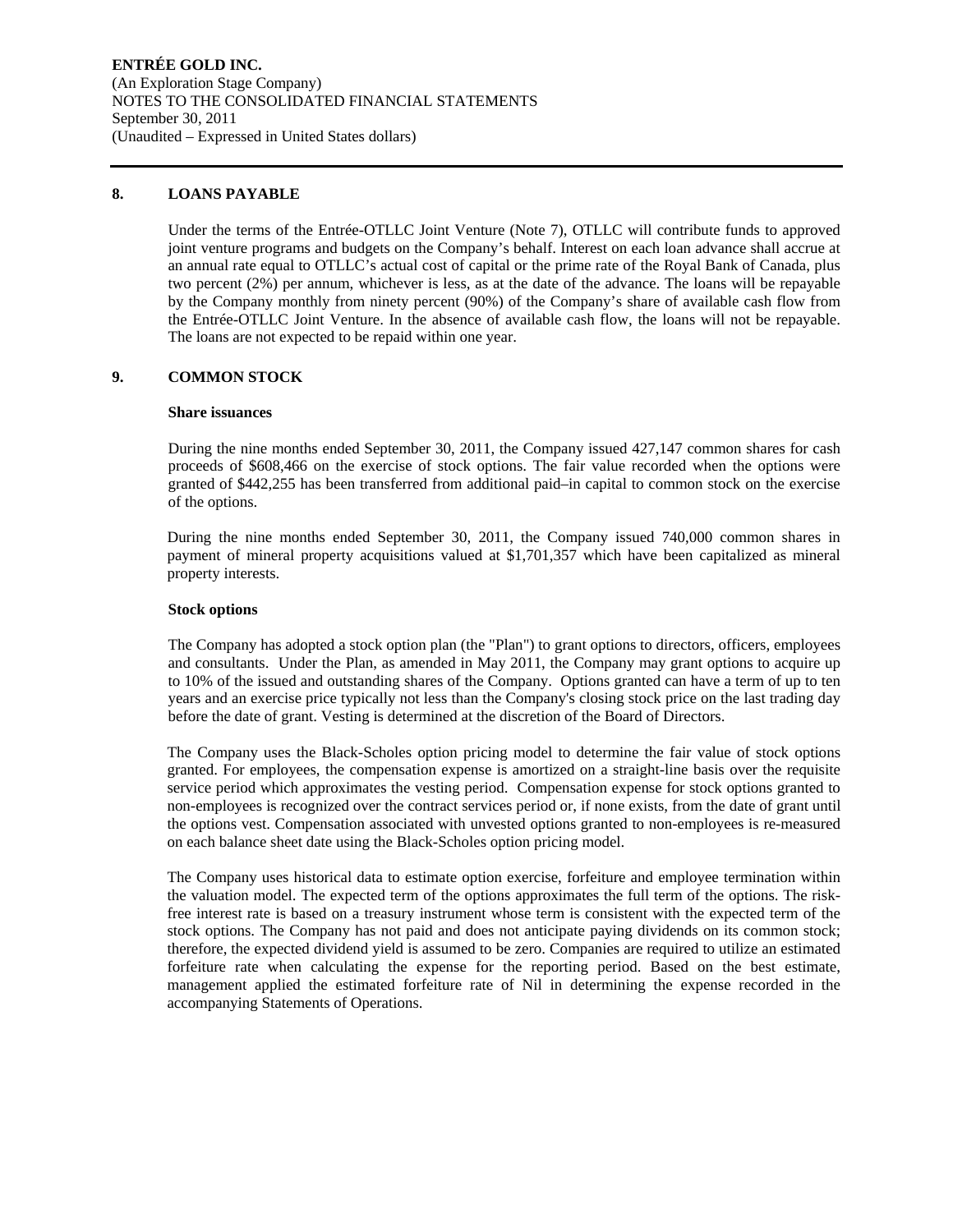## 8. LOANS PAYABLE

Under the terms of the Entrée-OTLLC Joint Venture (Note 7), OTLLC will contribute funds to approved joint venture programs and budgets on the Company's behalf. Interest on each loan advance shall accrue at an annual rate equal to OTLLC's actual cost of capital or the prime rate of the Royal Bank of Canada, plus two percent (2%) per annum, whichever is less, as at the date of the advance. The loans will be repayable by the Company monthly from ninety percent (90%) of the Company's share of available cash flow from the Entrée-OTLLC Joint Venture. In the absence of available cash flow, the loans will not be repayable. The loans are not expected to be repaid within one year.

## 9. COMMON STOCK

**Share issuances**

During the nine months ended September 30, 2011, the Company issued 427,147 common shares for cash proceeds of $608,466 on the exercise of stock options. The fair value recorded when the options were granted of $442,255 has been transferred from additional paid–in capital to common stock on the exercise of the options.

During the nine months ended September 30, 2011, the Company issued 740,000 common shares in payment of mineral property acquisitions valued at $1,701,357 which have been capitalized as mineral property interests.

**Stock options**

The Company has adopted a stock option plan (the "Plan") to grant options to directors, officers, employees and consultants. Under the Plan, as amended in May 2011, the Company may grant options to acquire up to 10% of the issued and outstanding shares of the Company. Options granted can have a term of up to ten years and an exercise price typically not less than the Company's closing stock price on the last trading day before the date of grant. Vesting is determined at the discretion of the Board of Directors.

The Company uses the Black-Scholes option pricing model to determine the fair value of stock options granted. For employees, the compensation expense is amortized on a straight-line basis over the requisite service period which approximates the vesting period. Compensation expense for stock options granted to non-employees is recognized over the contract services period or, if none exists, from the date of grant until the options vest. Compensation associated with unvested options granted to non-employees is re-measured on each balance sheet date using the Black-Scholes option pricing model.

The Company uses historical data to estimate option exercise, forfeiture and employee termination within the valuation model. The expected term of the options approximates the full term of the options. The risk-free interest rate is based on a treasury instrument whose term is consistent with the expected term of the stock options. The Company has not paid and does not anticipate paying dividends on its common stock; therefore, the expected dividend yield is assumed to be zero. Companies are required to utilize an estimated forfeiture rate when calculating the expense for the reporting period. Based on the best estimate, management applied the estimated forfeiture rate of Nil in determining the expense recorded in the accompanying Statements of Operations.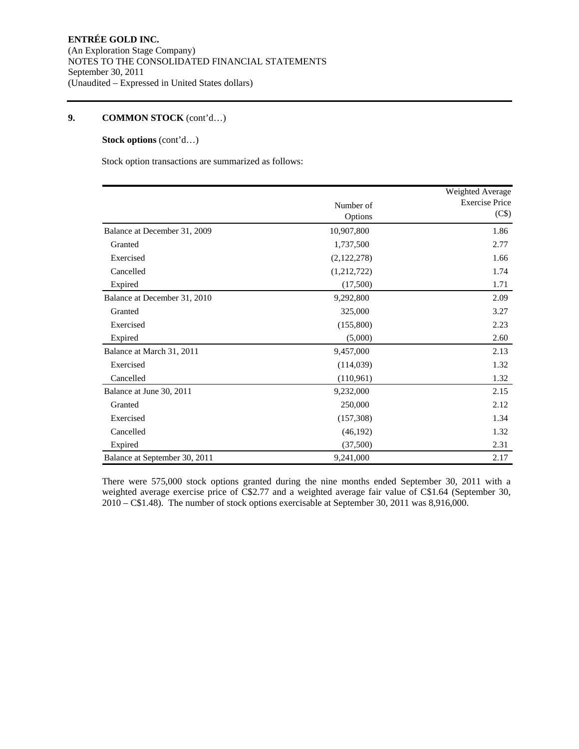**ENTRÉE GOLD INC.**
(An Exploration Stage Company)
NOTES TO THE CONSOLIDATED FINANCIAL STATEMENTS
September 30, 2011
(Unaudited – Expressed in United States dollars)

## 9. COMMON STOCK (cont'd…)

**Stock options** (cont'd…)

Stock option transactions are summarized as follows:

| | Number of Options | Weighted Average Exercise Price (C$) |
|---|---|---|
| Balance at December 31, 2009 | 10,907,800 | 1.86 |
| Granted | 1,737,500 | 2.77 |
| Exercised | (2,122,278) | 1.66 |
| Cancelled | (1,212,722) | 1.74 |
| Expired | (17,500) | 1.71 |
| Balance at December 31, 2010 | 9,292,800 | 2.09 |
| Granted | 325,000 | 3.27 |
| Exercised | (155,800) | 2.23 |
| Expired | (5,000) | 2.60 |
| Balance at March 31, 2011 | 9,457,000 | 2.13 |
| Exercised | (114,039) | 1.32 |
| Cancelled | (110,961) | 1.32 |
| Balance at June 30, 2011 | 9,232,000 | 2.15 |
| Granted | 250,000 | 2.12 |
| Exercised | (157,308) | 1.34 |
| Cancelled | (46,192) | 1.32 |
| Expired | (37,500) | 2.31 |
| Balance at September 30, 2011 | 9,241,000 | 2.17 |

There were 575,000 stock options granted during the nine months ended September 30, 2011 with a weighted average exercise price of C$2.77 and a weighted average fair value of C$1.64 (September 30, 2010 – C$1.48). The number of stock options exercisable at September 30, 2011 was 8,916,000.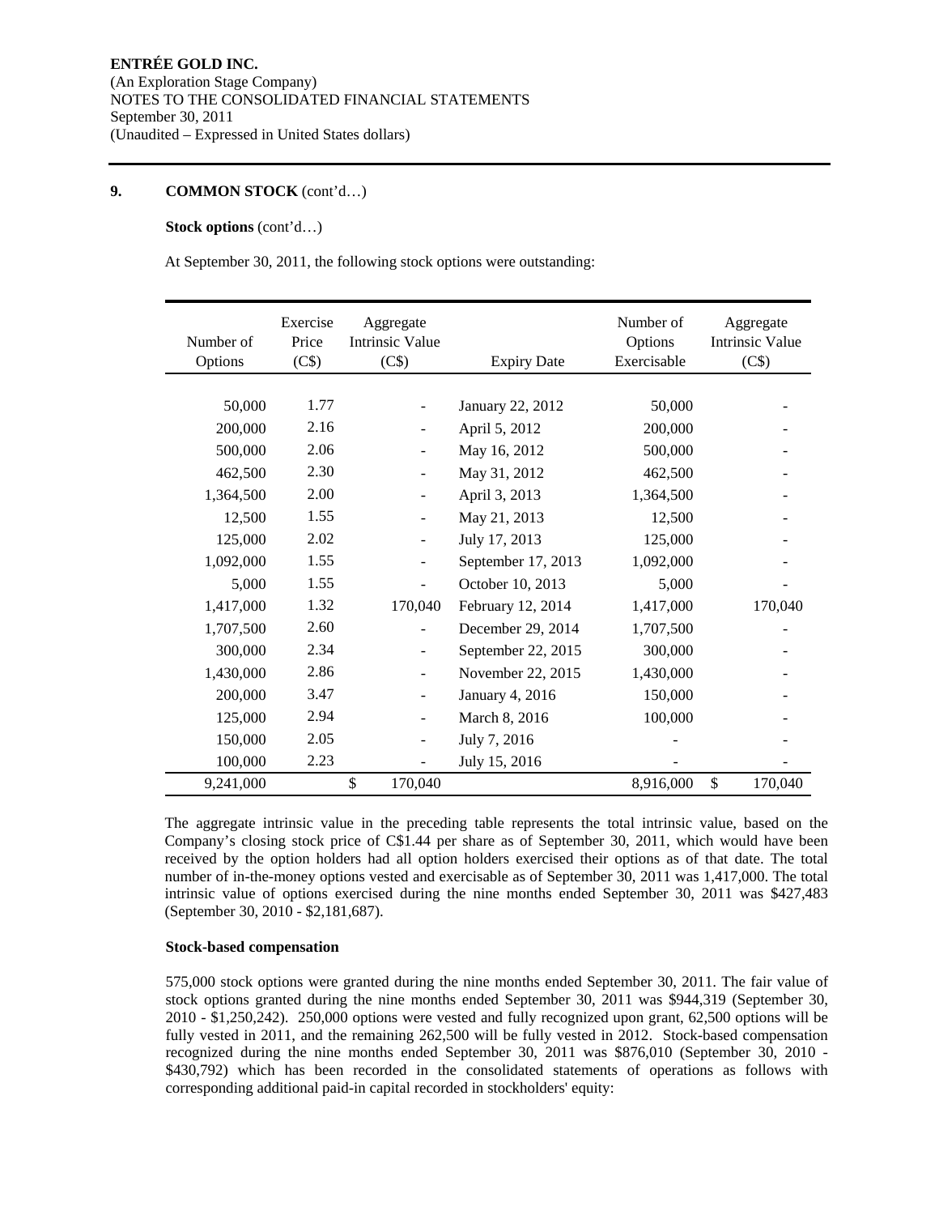**ENTRÉE GOLD INC.**
(An Exploration Stage Company)
NOTES TO THE CONSOLIDATED FINANCIAL STATEMENTS
September 30, 2011
(Unaudited – Expressed in United States dollars)

## 9. COMMON STOCK (cont'd…)

**Stock options** (cont'd…)

At September 30, 2011, the following stock options were outstanding:

| Number of Options | Exercise Price (C$) | Aggregate Intrinsic Value (C$) | Expiry Date | Number of Options Exercisable | Aggregate Intrinsic Value (C$) |
|---|---|---|---|---|---|
| 50,000 | 1.77 | - | January 22, 2012 | 50,000 | - |
| 200,000 | 2.16 | - | April 5, 2012 | 200,000 | - |
| 500,000 | 2.06 | - | May 16, 2012 | 500,000 | - |
| 462,500 | 2.30 | - | May 31, 2012 | 462,500 | - |
| 1,364,500 | 2.00 | - | April 3, 2013 | 1,364,500 | - |
| 12,500 | 1.55 | - | May 21, 2013 | 12,500 | - |
| 125,000 | 2.02 | - | July 17, 2013 | 125,000 | - |
| 1,092,000 | 1.55 | - | September 17, 2013 | 1,092,000 | - |
| 5,000 | 1.55 | - | October 10, 2013 | 5,000 | - |
| 1,417,000 | 1.32 | 170,040 | February 12, 2014 | 1,417,000 | 170,040 |
| 1,707,500 | 2.60 | - | December 29, 2014 | 1,707,500 | - |
| 300,000 | 2.34 | - | September 22, 2015 | 300,000 | - |
| 1,430,000 | 2.86 | - | November 22, 2015 | 1,430,000 | - |
| 200,000 | 3.47 | - | January 4, 2016 | 150,000 | - |
| 125,000 | 2.94 | - | March 8, 2016 | 100,000 | - |
| 150,000 | 2.05 | - | July 7, 2016 | - | - |
| 100,000 | 2.23 | - | July 15, 2016 | - | - |
| 9,241,000 | | $ 170,040 | | 8,916,000 | $ 170,040 |

The aggregate intrinsic value in the preceding table represents the total intrinsic value, based on the Company's closing stock price of C$1.44 per share as of September 30, 2011, which would have been received by the option holders had all option holders exercised their options as of that date. The total number of in-the-money options vested and exercisable as of September 30, 2011 was 1,417,000. The total intrinsic value of options exercised during the nine months ended September 30, 2011 was $427,483 (September 30, 2010 - $2,181,687).

**Stock-based compensation**

575,000 stock options were granted during the nine months ended September 30, 2011. The fair value of stock options granted during the nine months ended September 30, 2011 was $944,319 (September 30, 2010 - $1,250,242). 250,000 options were vested and fully recognized upon grant, 62,500 options will be fully vested in 2011, and the remaining 262,500 will be fully vested in 2012. Stock-based compensation recognized during the nine months ended September 30, 2011 was $876,010 (September 30, 2010 - $430,792) which has been recorded in the consolidated statements of operations as follows with corresponding additional paid-in capital recorded in stockholders' equity: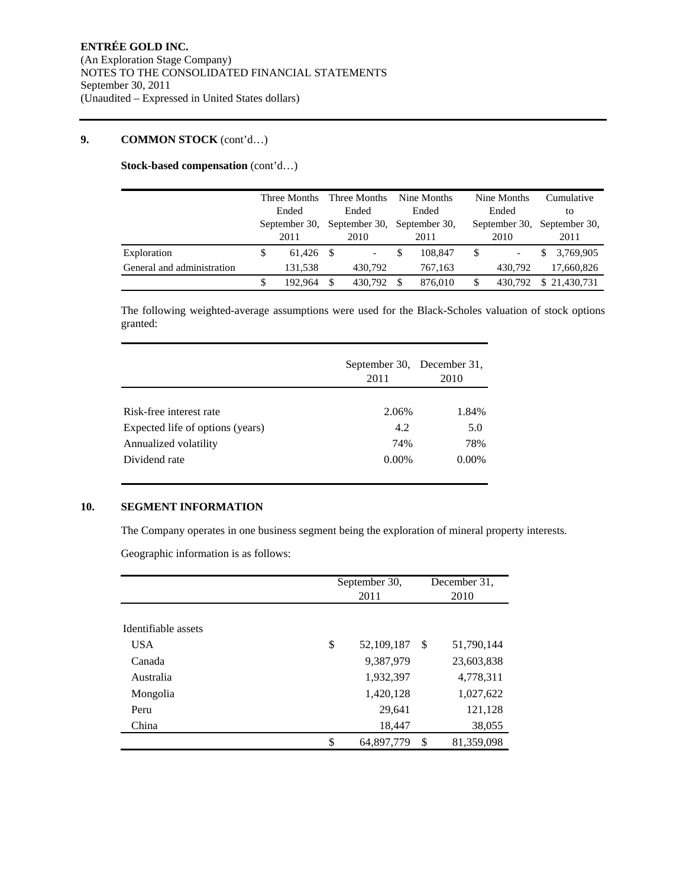**ENTRÉE GOLD INC.**
(An Exploration Stage Company)
NOTES TO THE CONSOLIDATED FINANCIAL STATEMENTS
September 30, 2011
(Unaudited – Expressed in United States dollars)

## 9. COMMON STOCK (cont'd…)

**Stock-based compensation** (cont'd…)

| | Three Months Ended September 30, 2011 | Three Months Ended September 30, 2010 | Nine Months Ended September 30, 2011 | Nine Months Ended September 30, 2010 | Cumulative to September 30, 2011 |
|---|---|---|---|---|---|
| Exploration | $ 61,426 | $ - | $ 108,847 | $ - | $ 3,769,905 |
| General and administration | 131,538 | 430,792 | 767,163 | 430,792 | 17,660,826 |
| | $ 192,964 | $ 430,792 | $ 876,010 | $ 430,792 | $ 21,430,731 |

The following weighted-average assumptions were used for the Black-Scholes valuation of stock options granted:

| | September 30, 2011 | December 31, 2010 |
|---|---|---|
| Risk-free interest rate | 2.06% | 1.84% |
| Expected life of options (years) | 4.2 | 5.0 |
| Annualized volatility | 74% | 78% |
| Dividend rate | 0.00% | 0.00% |

## 10. SEGMENT INFORMATION

The Company operates in one business segment being the exploration of mineral property interests.

Geographic information is as follows:

| | September 30, 2011 | December 31, 2010 |
|---|---|---|
| Identifiable assets | | |
| USA | $ 52,109,187 | $ 51,790,144 |
| Canada | 9,387,979 | 23,603,838 |
| Australia | 1,932,397 | 4,778,311 |
| Mongolia | 1,420,128 | 1,027,622 |
| Peru | 29,641 | 121,128 |
| China | 18,447 | 38,055 |
| | $ 64,897,779 | $ 81,359,098 |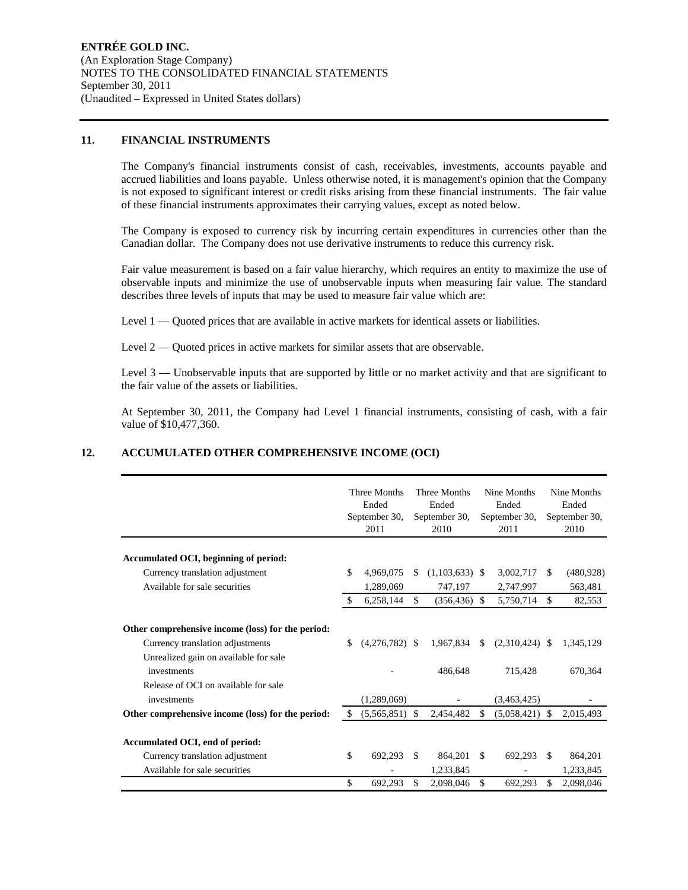## 11. FINANCIAL INSTRUMENTS

The Company's financial instruments consist of cash, receivables, investments, accounts payable and accrued liabilities and loans payable. Unless otherwise noted, it is management's opinion that the Company is not exposed to significant interest or credit risks arising from these financial instruments. The fair value of these financial instruments approximates their carrying values, except as noted below.

The Company is exposed to currency risk by incurring certain expenditures in currencies other than the Canadian dollar. The Company does not use derivative instruments to reduce this currency risk.

Fair value measurement is based on a fair value hierarchy, which requires an entity to maximize the use of observable inputs and minimize the use of unobservable inputs when measuring fair value. The standard describes three levels of inputs that may be used to measure fair value which are:

Level 1 — Quoted prices that are available in active markets for identical assets or liabilities.

Level 2 — Quoted prices in active markets for similar assets that are observable.

Level 3 — Unobservable inputs that are supported by little or no market activity and that are significant to the fair value of the assets or liabilities.

At September 30, 2011, the Company had Level 1 financial instruments, consisting of cash, with a fair value of $10,477,360.

## 12. ACCUMULATED OTHER COMPREHENSIVE INCOME (OCI)

| | Three Months Ended September 30, 2011 | Three Months Ended September 30, 2010 | Nine Months Ended September 30, 2011 | Nine Months Ended September 30, 2010 |
|---|---|---|---|---|
| **Accumulated OCI, beginning of period:** | | | | |
| Currency translation adjustment | $ 4,969,075 | $ (1,103,633) | $ 3,002,717 | $ (480,928) |
| Available for sale securities | 1,289,069 | 747,197 | 2,747,997 | 563,481 |
| | $ 6,258,144 | $ (356,436) | $ 5,750,714 | $ 82,553 |
| **Other comprehensive income (loss) for the period:** | | | | |
| Currency translation adjustments | $ (4,276,782) | $ 1,967,834 | $ (2,310,424) | $ 1,345,129 |
| Unrealized gain on available for sale investments | - | 486,648 | 715,428 | 670,364 |
| Release of OCI on available for sale investments | (1,289,069) | - | (3,463,425) | - |
| **Other comprehensive income (loss) for the period:** | $ (5,565,851) | $ 2,454,482 | $ (5,058,421) | $ 2,015,493 |
| **Accumulated OCI, end of period:** | | | | |
| Currency translation adjustment | $ 692,293 | $ 864,201 | $ 692,293 | $ 864,201 |
| Available for sale securities | - | 1,233,845 | - | 1,233,845 |
| | $ 692,293 | $ 2,098,046 | $ 692,293 | $ 2,098,046 |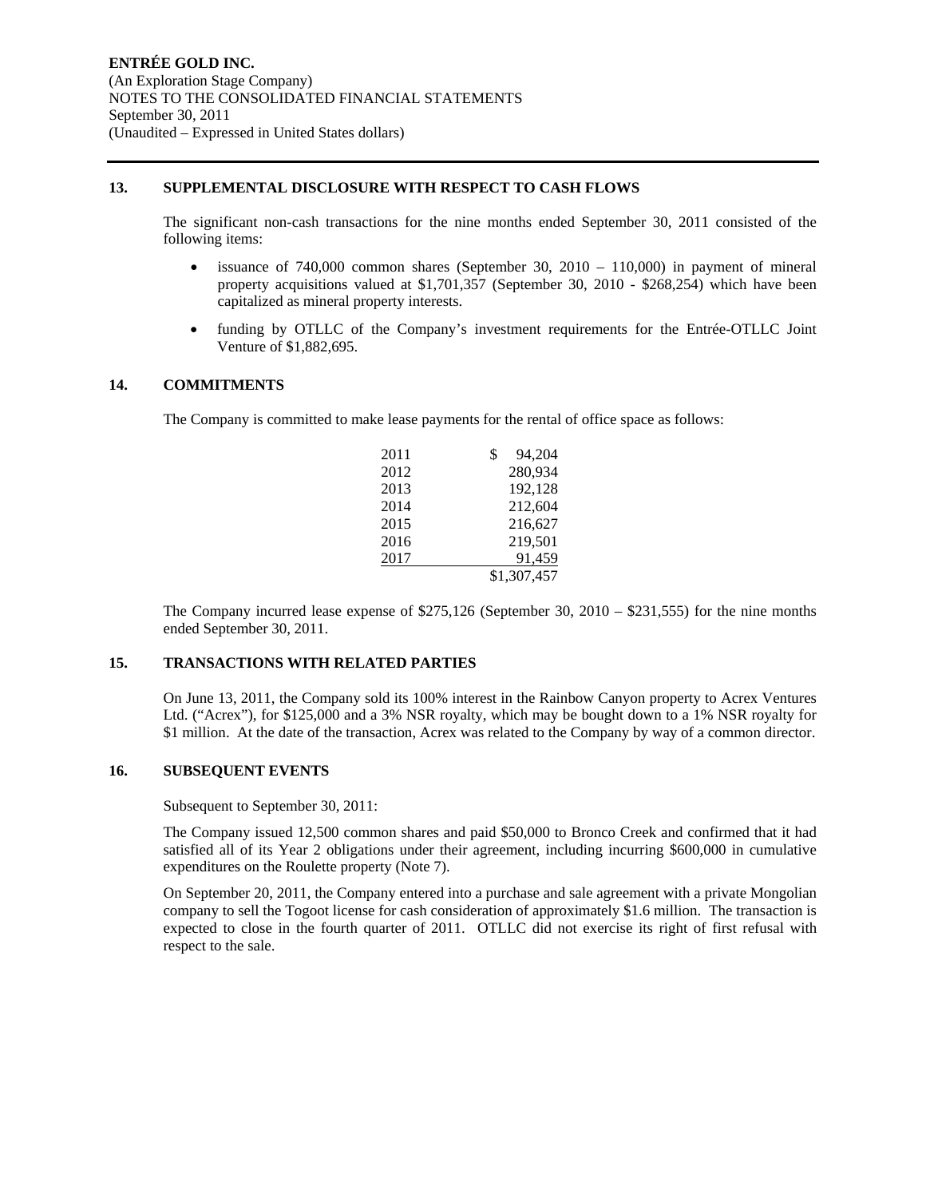**ENTRÉE GOLD INC.**
(An Exploration Stage Company)
NOTES TO THE CONSOLIDATED FINANCIAL STATEMENTS
September 30, 2011
(Unaudited – Expressed in United States dollars)

## 13. SUPPLEMENTAL DISCLOSURE WITH RESPECT TO CASH FLOWS

The significant non-cash transactions for the nine months ended September 30, 2011 consisted of the following items:

- issuance of 740,000 common shares (September 30, 2010 – 110,000) in payment of mineral property acquisitions valued at $1,701,357 (September 30, 2010 - $268,254) which have been capitalized as mineral property interests.
- funding by OTLLC of the Company's investment requirements for the Entrée-OTLLC Joint Venture of $1,882,695.

## 14. COMMITMENTS

The Company is committed to make lease payments for the rental of office space as follows:

| | |
|---|---|
| 2011 | $ 94,204 |
| 2012 | 280,934 |
| 2013 | 192,128 |
| 2014 | 212,604 |
| 2015 | 216,627 |
| 2016 | 219,501 |
| 2017 | 91,459 |
| | $1,307,457 |

The Company incurred lease expense of $275,126 (September 30, 2010 – $231,555) for the nine months ended September 30, 2011.

## 15. TRANSACTIONS WITH RELATED PARTIES

On June 13, 2011, the Company sold its 100% interest in the Rainbow Canyon property to Acrex Ventures Ltd. ("Acrex"), for $125,000 and a 3% NSR royalty, which may be bought down to a 1% NSR royalty for $1 million. At the date of the transaction, Acrex was related to the Company by way of a common director.

## 16. SUBSEQUENT EVENTS

Subsequent to September 30, 2011:

The Company issued 12,500 common shares and paid $50,000 to Bronco Creek and confirmed that it had satisfied all of its Year 2 obligations under their agreement, including incurring $600,000 in cumulative expenditures on the Roulette property (Note 7).

On September 20, 2011, the Company entered into a purchase and sale agreement with a private Mongolian company to sell the Togoot license for cash consideration of approximately $1.6 million. The transaction is expected to close in the fourth quarter of 2011. OTLLC did not exercise its right of first refusal with respect to the sale.